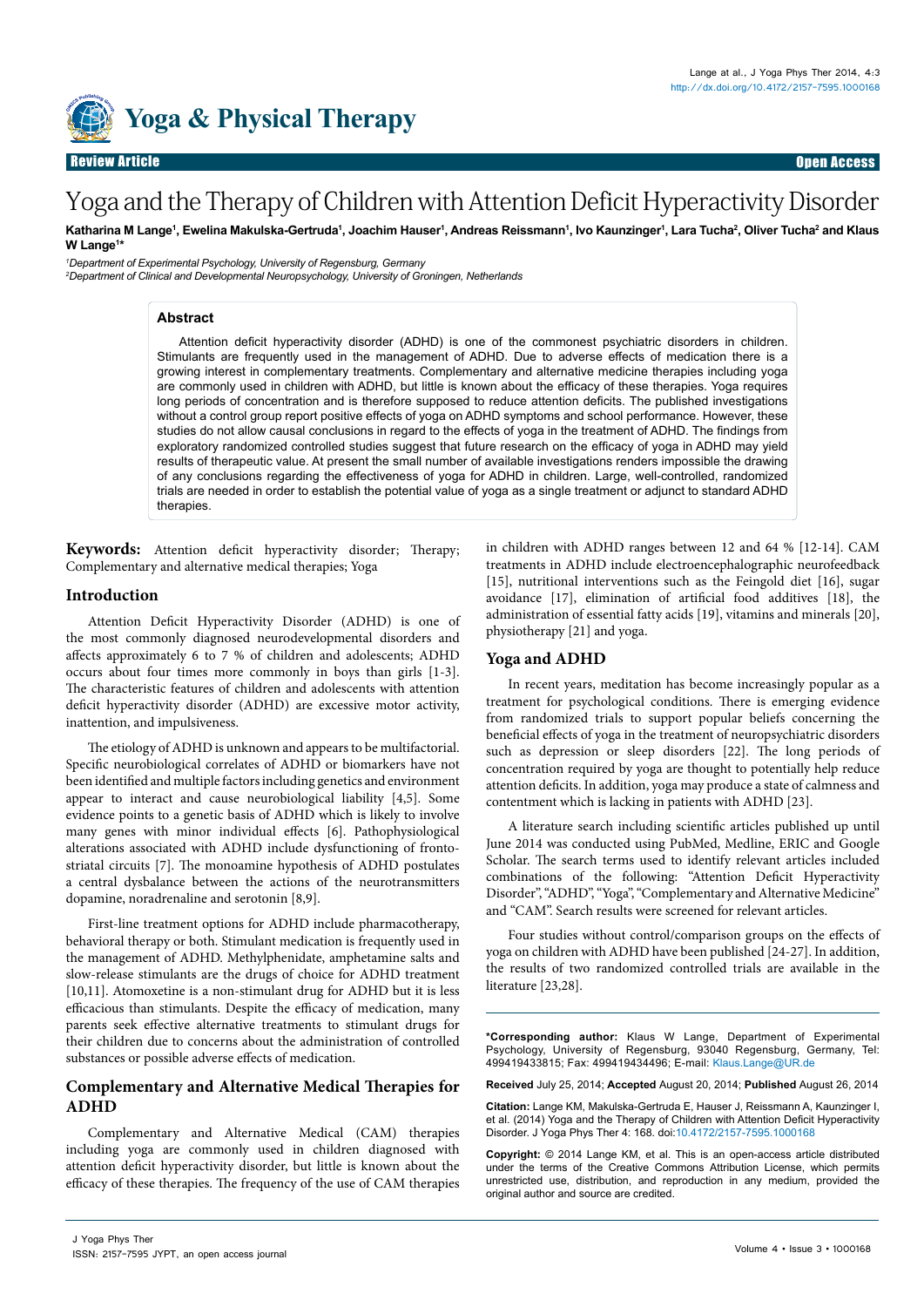Review Article | Open Access

# Yoga and the Therapy of Children with Attention Deficit Hyperactivity Disorder

**Katharina M Lange[1], Ewelina Makulska-Gertruda[1], Joachim Hauser[1], Andreas Reissmann[1], Ivo Kaunzinger[1], Lara Tucha[2], Oliver Tucha[2] and Klaus W Lange[1*]**

[1]*Department of Experimental Psychology, University of Regensburg, Germany*
[2]*Department of Clinical and Developmental Neuropsychology, University of Groningen, Netherlands*

## Abstract

Attention deficit hyperactivity disorder (ADHD) is one of the commonest psychiatric disorders in children. Stimulants are frequently used in the management of ADHD. Due to adverse effects of medication there is a growing interest in complementary treatments. Complementary and alternative medicine therapies including yoga are commonly used in children with ADHD, but little is known about the efficacy of these therapies. Yoga requires long periods of concentration and is therefore supposed to reduce attention deficits. The published investigations without a control group report positive effects of yoga on ADHD symptoms and school performance. However, these studies do not allow causal conclusions in regard to the effects of yoga in the treatment of ADHD. The findings from exploratory randomized controlled studies suggest that future research on the efficacy of yoga in ADHD may yield results of therapeutic value. At present the small number of available investigations renders impossible the drawing of any conclusions regarding the effectiveness of yoga for ADHD in children. Large, well-controlled, randomized trials are needed in order to establish the potential value of yoga as a single treatment or adjunct to standard ADHD therapies.

**Keywords:** Attention deficit hyperactivity disorder; Therapy; Complementary and alternative medical therapies; Yoga

## Introduction

Attention Deficit Hyperactivity Disorder (ADHD) is one of the most commonly diagnosed neurodevelopmental disorders and affects approximately 6 to 7 % of children and adolescents; ADHD occurs about four times more commonly in boys than girls [1-3]. The characteristic features of children and adolescents with attention deficit hyperactivity disorder (ADHD) are excessive motor activity, inattention, and impulsiveness.

The etiology of ADHD is unknown and appears to be multifactorial. Specific neurobiological correlates of ADHD or biomarkers have not been identified and multiple factors including genetics and environment appear to interact and cause neurobiological liability [4,5]. Some evidence points to a genetic basis of ADHD which is likely to involve many genes with minor individual effects [6]. Pathophysiological alterations associated with ADHD include dysfunctioning of fronto-striatal circuits [7]. The monoamine hypothesis of ADHD postulates a central dysbalance between the actions of the neurotransmitters dopamine, noradrenaline and serotonin [8,9].

First-line treatment options for ADHD include pharmacotherapy, behavioral therapy or both. Stimulant medication is frequently used in the management of ADHD. Methylphenidate, amphetamine salts and slow-release stimulants are the drugs of choice for ADHD treatment [10,11]. Atomoxetine is a non-stimulant drug for ADHD but it is less efficacious than stimulants. Despite the efficacy of medication, many parents seek effective alternative treatments to stimulant drugs for their children due to concerns about the administration of controlled substances or possible adverse effects of medication.

## Complementary and Alternative Medical Therapies for ADHD

Complementary and Alternative Medical (CAM) therapies including yoga are commonly used in children diagnosed with attention deficit hyperactivity disorder, but little is known about the efficacy of these therapies. The frequency of the use of CAM therapies in children with ADHD ranges between 12 and 64 % [12-14]. CAM treatments in ADHD include electroencephalographic neurofeedback [15], nutritional interventions such as the Feingold diet [16], sugar avoidance [17], elimination of artificial food additives [18], the administration of essential fatty acids [19], vitamins and minerals [20], physiotherapy [21] and yoga.

## Yoga and ADHD

In recent years, meditation has become increasingly popular as a treatment for psychological conditions. There is emerging evidence from randomized trials to support popular beliefs concerning the beneficial effects of yoga in the treatment of neuropsychiatric disorders such as depression or sleep disorders [22]. The long periods of concentration required by yoga are thought to potentially help reduce attention deficits. In addition, yoga may produce a state of calmness and contentment which is lacking in patients with ADHD [23].

A literature search including scientific articles published up until June 2014 was conducted using PubMed, Medline, ERIC and Google Scholar. The search terms used to identify relevant articles included combinations of the following: "Attention Deficit Hyperactivity Disorder", "ADHD", "Yoga", "Complementary and Alternative Medicine" and "CAM". Search results were screened for relevant articles.

Four studies without control/comparison groups on the effects of yoga on children with ADHD have been published [24-27]. In addition, the results of two randomized controlled trials are available in the literature [23,28].

---

**\*Corresponding author:** Klaus W Lange, Department of Experimental Psychology, University of Regensburg, 93040 Regensburg, Germany, Tel: 499419433815; Fax: 499419434496; E-mail: Klaus.Lange@UR.de

**Received** July 25, 2014; **Accepted** August 20, 2014; **Published** August 26, 2014

**Citation:** Lange KM, Makulska-Gertruda E, Hauser J, Reissmann A, Kaunzinger I, et al. (2014) Yoga and the Therapy of Children with Attention Deficit Hyperactivity Disorder. J Yoga Phys Ther 4: 168. doi:10.4172/2157-7595.1000168

**Copyright:** © 2014 Lange KM, et al. This is an open-access article distributed under the terms of the Creative Commons Attribution License, which permits unrestricted use, distribution, and reproduction in any medium, provided the original author and source are credited.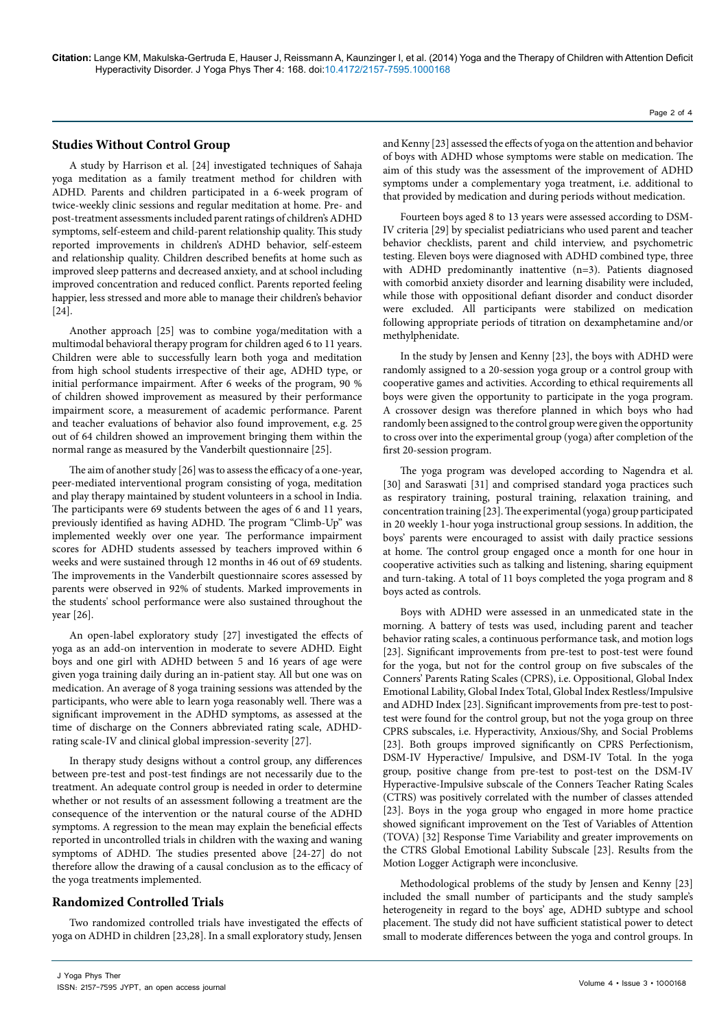## Studies Without Control Group

A study by Harrison et al. [24] investigated techniques of Sahaja yoga meditation as a family treatment method for children with ADHD. Parents and children participated in a 6-week program of twice-weekly clinic sessions and regular meditation at home. Pre- and post-treatment assessments included parent ratings of children's ADHD symptoms, self-esteem and child-parent relationship quality. This study reported improvements in children's ADHD behavior, self-esteem and relationship quality. Children described benefits at home such as improved sleep patterns and decreased anxiety, and at school including improved concentration and reduced conflict. Parents reported feeling happier, less stressed and more able to manage their children's behavior [24].

Another approach [25] was to combine yoga/meditation with a multimodal behavioral therapy program for children aged 6 to 11 years. Children were able to successfully learn both yoga and meditation from high school students irrespective of their age, ADHD type, or initial performance impairment. After 6 weeks of the program, 90 % of children showed improvement as measured by their performance impairment score, a measurement of academic performance. Parent and teacher evaluations of behavior also found improvement, e.g. 25 out of 64 children showed an improvement bringing them within the normal range as measured by the Vanderbilt questionnaire [25].

The aim of another study [26] was to assess the efficacy of a one-year, peer-mediated interventional program consisting of yoga, meditation and play therapy maintained by student volunteers in a school in India. The participants were 69 students between the ages of 6 and 11 years, previously identified as having ADHD. The program "Climb-Up" was implemented weekly over one year. The performance impairment scores for ADHD students assessed by teachers improved within 6 weeks and were sustained through 12 months in 46 out of 69 students. The improvements in the Vanderbilt questionnaire scores assessed by parents were observed in 92% of students. Marked improvements in the students' school performance were also sustained throughout the year [26].

An open-label exploratory study [27] investigated the effects of yoga as an add-on intervention in moderate to severe ADHD. Eight boys and one girl with ADHD between 5 and 16 years of age were given yoga training daily during an in-patient stay. All but one was on medication. An average of 8 yoga training sessions was attended by the participants, who were able to learn yoga reasonably well. There was a significant improvement in the ADHD symptoms, as assessed at the time of discharge on the Conners abbreviated rating scale, ADHD-rating scale-IV and clinical global impression-severity [27].

In therapy study designs without a control group, any differences between pre-test and post-test findings are not necessarily due to the treatment. An adequate control group is needed in order to determine whether or not results of an assessment following a treatment are the consequence of the intervention or the natural course of the ADHD symptoms. A regression to the mean may explain the beneficial effects reported in uncontrolled trials in children with the waxing and waning symptoms of ADHD. The studies presented above [24-27] do not therefore allow the drawing of a causal conclusion as to the efficacy of the yoga treatments implemented.

## Randomized Controlled Trials

Two randomized controlled trials have investigated the effects of yoga on ADHD in children [23,28]. In a small exploratory study, Jensen and Kenny [23] assessed the effects of yoga on the attention and behavior of boys with ADHD whose symptoms were stable on medication. The aim of this study was the assessment of the improvement of ADHD symptoms under a complementary yoga treatment, i.e. additional to that provided by medication and during periods without medication.

Fourteen boys aged 8 to 13 years were assessed according to DSM-IV criteria [29] by specialist pediatricians who used parent and teacher behavior checklists, parent and child interview, and psychometric testing. Eleven boys were diagnosed with ADHD combined type, three with ADHD predominantly inattentive (n=3). Patients diagnosed with comorbid anxiety disorder and learning disability were included, while those with oppositional defiant disorder and conduct disorder were excluded. All participants were stabilized on medication following appropriate periods of titration on dexamphetamine and/or methylphenidate.

In the study by Jensen and Kenny [23], the boys with ADHD were randomly assigned to a 20-session yoga group or a control group with cooperative games and activities. According to ethical requirements all boys were given the opportunity to participate in the yoga program. A crossover design was therefore planned in which boys who had randomly been assigned to the control group were given the opportunity to cross over into the experimental group (yoga) after completion of the first 20-session program.

The yoga program was developed according to Nagendra et al. [30] and Saraswati [31] and comprised standard yoga practices such as respiratory training, postural training, relaxation training, and concentration training [23]. The experimental (yoga) group participated in 20 weekly 1-hour yoga instructional group sessions. In addition, the boys' parents were encouraged to assist with daily practice sessions at home. The control group engaged once a month for one hour in cooperative activities such as talking and listening, sharing equipment and turn-taking. A total of 11 boys completed the yoga program and 8 boys acted as controls.

Boys with ADHD were assessed in an unmedicated state in the morning. A battery of tests was used, including parent and teacher behavior rating scales, a continuous performance task, and motion logs [23]. Significant improvements from pre-test to post-test were found for the yoga, but not for the control group on five subscales of the Conners' Parents Rating Scales (CPRS), i.e. Oppositional, Global Index Emotional Lability, Global Index Total, Global Index Restless/Impulsive and ADHD Index [23]. Significant improvements from pre-test to post-test were found for the control group, but not the yoga group on three CPRS subscales, i.e. Hyperactivity, Anxious/Shy, and Social Problems [23]. Both groups improved significantly on CPRS Perfectionism, DSM-IV Hyperactive/ Impulsive, and DSM-IV Total. In the yoga group, positive change from pre-test to post-test on the DSM-IV Hyperactive-Impulsive subscale of the Conners Teacher Rating Scales (CTRS) was positively correlated with the number of classes attended [23]. Boys in the yoga group who engaged in more home practice showed significant improvement on the Test of Variables of Attention (TOVA) [32] Response Time Variability and greater improvements on the CTRS Global Emotional Lability Subscale [23]. Results from the Motion Logger Actigraph were inconclusive.

Methodological problems of the study by Jensen and Kenny [23] included the small number of participants and the study sample's heterogeneity in regard to the boys' age, ADHD subtype and school placement. The study did not have sufficient statistical power to detect small to moderate differences between the yoga and control groups. In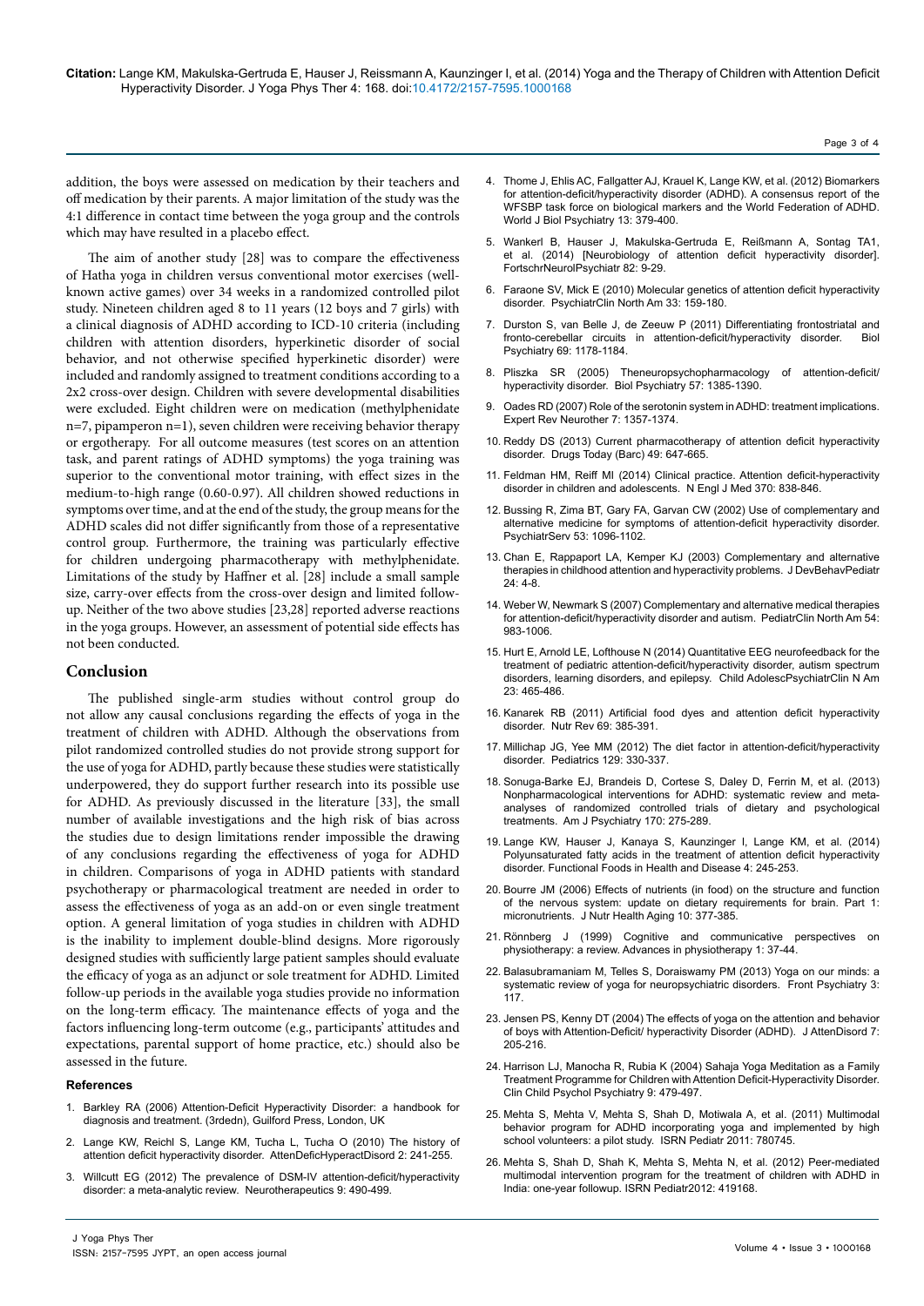addition, the boys were assessed on medication by their teachers and off medication by their parents. A major limitation of the study was the 4:1 difference in contact time between the yoga group and the controls which may have resulted in a placebo effect.

The aim of another study [28] was to compare the effectiveness of Hatha yoga in children versus conventional motor exercises (well-known active games) over 34 weeks in a randomized controlled pilot study. Nineteen children aged 8 to 11 years (12 boys and 7 girls) with a clinical diagnosis of ADHD according to ICD-10 criteria (including children with attention disorders, hyperkinetic disorder of social behavior, and not otherwise specified hyperkinetic disorder) were included and randomly assigned to treatment conditions according to a 2x2 cross-over design. Children with severe developmental disabilities were excluded. Eight children were on medication (methylphenidate n=7, pipamperon n=1), seven children were receiving behavior therapy or ergotherapy. For all outcome measures (test scores on an attention task, and parent ratings of ADHD symptoms) the yoga training was superior to the conventional motor training, with effect sizes in the medium-to-high range (0.60-0.97). All children showed reductions in symptoms over time, and at the end of the study, the group means for the ADHD scales did not differ significantly from those of a representative control group. Furthermore, the training was particularly effective for children undergoing pharmacotherapy with methylphenidate. Limitations of the study by Haffner et al. [28] include a small sample size, carry-over effects from the cross-over design and limited follow-up. Neither of the two above studies [23,28] reported adverse reactions in the yoga groups. However, an assessment of potential side effects has not been conducted.

## Conclusion

The published single-arm studies without control group do not allow any causal conclusions regarding the effects of yoga in the treatment of children with ADHD. Although the observations from pilot randomized controlled studies do not provide strong support for the use of yoga for ADHD, partly because these studies were statistically underpowered, they do support further research into its possible use for ADHD. As previously discussed in the literature [33], the small number of available investigations and the high risk of bias across the studies due to design limitations render impossible the drawing of any conclusions regarding the effectiveness of yoga for ADHD in children. Comparisons of yoga in ADHD patients with standard psychotherapy or pharmacological treatment are needed in order to assess the effectiveness of yoga as an add-on or even single treatment option. A general limitation of yoga studies in children with ADHD is the inability to implement double-blind designs. More rigorously designed studies with sufficiently large patient samples should evaluate the efficacy of yoga as an adjunct or sole treatment for ADHD. Limited follow-up periods in the available yoga studies provide no information on the long-term efficacy. The maintenance effects of yoga and the factors influencing long-term outcome (e.g., participants' attitudes and expectations, parental support of home practice, etc.) should also be assessed in the future.

### References

1. Barkley RA (2006) Attention-Deficit Hyperactivity Disorder: a handbook for diagnosis and treatment. (3rdedn), Guilford Press, London, UK
2. Lange KW, Reichl S, Lange KM, Tucha L, Tucha O (2010) The history of attention deficit hyperactivity disorder. AttenDeficHyperactDisord 2: 241-255.
3. Willcutt EG (2012) The prevalence of DSM-IV attention-deficit/hyperactivity disorder: a meta-analytic review. Neurotherapeutics 9: 490-499.
4. Thome J, Ehlis AC, Fallgatter AJ, Krauel K, Lange KW, et al. (2012) Biomarkers for attention-deficit/hyperactivity disorder (ADHD). A consensus report of the WFSBP task force on biological markers and the World Federation of ADHD. World J Biol Psychiatry 13: 379-400.
5. Wankerl B, Hauser J, Makulska-Gertruda E, Reißmann A, Sontag TA1, et al. (2014) [Neurobiology of attention deficit hyperactivity disorder]. FortschrNeurolPsychiatr 82: 9-29.
6. Faraone SV, Mick E (2010) Molecular genetics of attention deficit hyperactivity disorder. PsychiatrClin North Am 33: 159-180.
7. Durston S, van Belle J, de Zeeuw P (2011) Differentiating frontostriatal and fronto-cerebellar circuits in attention-deficit/hyperactivity disorder. Biol Psychiatry 69: 1178-1184.
8. Pliszka SR (2005) Theneuropsychopharmacology of attention-deficit/hyperactivity disorder. Biol Psychiatry 57: 1385-1390.
9. Oades RD (2007) Role of the serotonin system in ADHD: treatment implications. Expert Rev Neurother 7: 1357-1374.
10. Reddy DS (2013) Current pharmacotherapy of attention deficit hyperactivity disorder. Drugs Today (Barc) 49: 647-665.
11. Feldman HM, Reiff MI (2014) Clinical practice. Attention deficit-hyperactivity disorder in children and adolescents. N Engl J Med 370: 838-846.
12. Bussing R, Zima BT, Gary FA, Garvan CW (2002) Use of complementary and alternative medicine for symptoms of attention-deficit hyperactivity disorder. PsychiatrServ 53: 1096-1102.
13. Chan E, Rappaport LA, Kemper KJ (2003) Complementary and alternative therapies in childhood attention and hyperactivity problems. J DevBehavPediatr 24: 4-8.
14. Weber W, Newmark S (2007) Complementary and alternative medical therapies for attention-deficit/hyperactivity disorder and autism. PediatrClin North Am 54: 983-1006.
15. Hurt E, Arnold LE, Lofthouse N (2014) Quantitative EEG neurofeedback for the treatment of pediatric attention-deficit/hyperactivity disorder, autism spectrum disorders, learning disorders, and epilepsy. Child AdolescPsychiatrClin N Am 23: 465-486.
16. Kanarek RB (2011) Artificial food dyes and attention deficit hyperactivity disorder. Nutr Rev 69: 385-391.
17. Millichap JG, Yee MM (2012) The diet factor in attention-deficit/hyperactivity disorder. Pediatrics 129: 330-337.
18. Sonuga-Barke EJ, Brandeis D, Cortese S, Daley D, Ferrin M, et al. (2013) Nonpharmacological interventions for ADHD: systematic review and meta-analyses of randomized controlled trials of dietary and psychological treatments. Am J Psychiatry 170: 275-289.
19. Lange KW, Hauser J, Kanaya S, Kaunzinger I, Lange KM, et al. (2014) Polyunsaturated fatty acids in the treatment of attention deficit hyperactivity disorder. Functional Foods in Health and Disease 4: 245-253.
20. Bourre JM (2006) Effects of nutrients (in food) on the structure and function of the nervous system: update on dietary requirements for brain. Part 1: micronutrients. J Nutr Health Aging 10: 377-385.
21. Rönnberg J (1999) Cognitive and communicative perspectives on physiotherapy: a review. Advances in physiotherapy 1: 37-44.
22. Balasubramaniam M, Telles S, Doraiswamy PM (2013) Yoga on our minds: a systematic review of yoga for neuropsychiatric disorders. Front Psychiatry 3: 117.
23. Jensen PS, Kenny DT (2004) The effects of yoga on the attention and behavior of boys with Attention-Deficit/ hyperactivity Disorder (ADHD). J AttenDisord 7: 205-216.
24. Harrison LJ, Manocha R, Rubia K (2004) Sahaja Yoga Meditation as a Family Treatment Programme for Children with Attention Deficit-Hyperactivity Disorder. Clin Child Psychol Psychiatry 9: 479-497.
25. Mehta S, Mehta V, Mehta S, Shah D, Motiwala A, et al. (2011) Multimodal behavior program for ADHD incorporating yoga and implemented by high school volunteers: a pilot study. ISRN Pediatr 2011: 780745.
26. Mehta S, Shah D, Shah K, Mehta S, Mehta N, et al. (2012) Peer-mediated multimodal intervention program for the treatment of children with ADHD in India: one-year followup. ISRN Pediatr2012: 419168.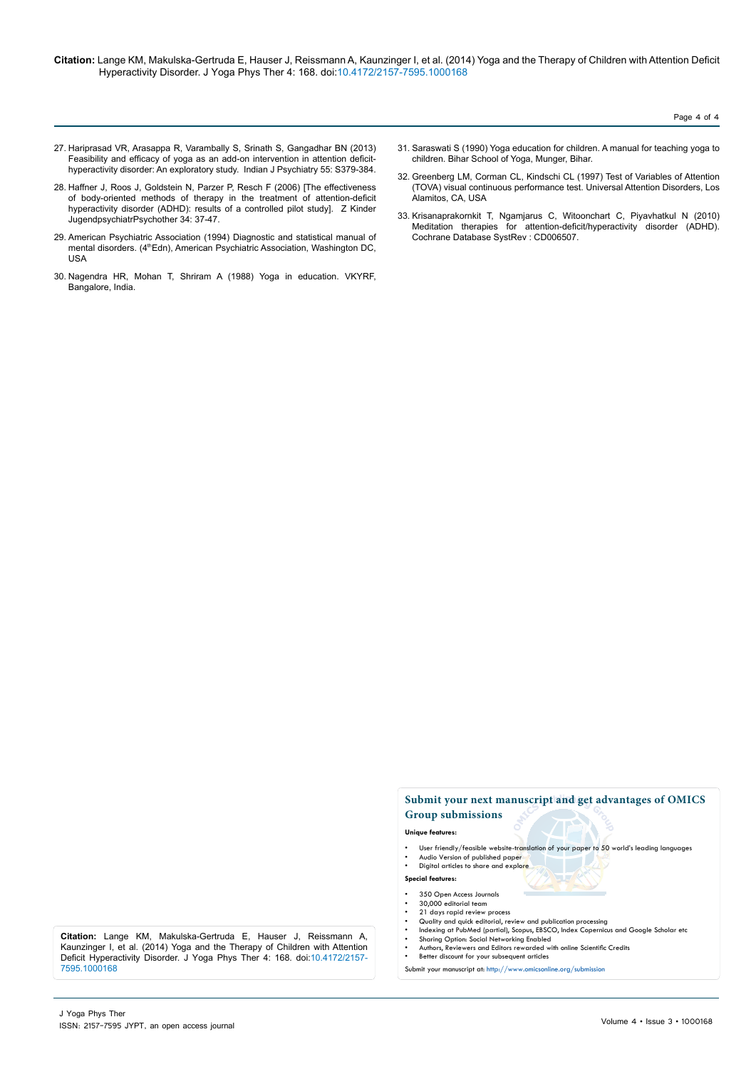27. Hariprasad VR, Arasappa R, Varambally S, Srinath S, Gangadhar BN (2013) Feasibility and efficacy of yoga as an add-on intervention in attention deficit-hyperactivity disorder: An exploratory study. Indian J Psychiatry 55: S379-384.

28. Haffner J, Roos J, Goldstein N, Parzer P, Resch F (2006) [The effectiveness of body-oriented methods of therapy in the treatment of attention-deficit hyperactivity disorder (ADHD): results of a controlled pilot study]. Z Kinder JugendpsychiatrPsychother 34: 37-47.

29. American Psychiatric Association (1994) Diagnostic and statistical manual of mental disorders. (4thEdn), American Psychiatric Association, Washington DC, USA

30. Nagendra HR, Mohan T, Shriram A (1988) Yoga in education. VKYRF, Bangalore, India.

31. Saraswati S (1990) Yoga education for children. A manual for teaching yoga to children. Bihar School of Yoga, Munger, Bihar.

32. Greenberg LM, Corman CL, Kindschi CL (1997) Test of Variables of Attention (TOVA) visual continuous performance test. Universal Attention Disorders, Los Alamitos, CA, USA

33. Krisanaprakornkit T, Ngamjarus C, Witoonchart C, Piyavhatkul N (2010) Meditation therapies for attention-deficit/hyperactivity disorder (ADHD). Cochrane Database SystRev : CD006507.

**Citation:** Lange KM, Makulska-Gertruda E, Hauser J, Reissmann A, Kaunzinger I, et al. (2014) Yoga and the Therapy of Children with Attention Deficit Hyperactivity Disorder. J Yoga Phys Ther 4: 168. doi:10.4172/2157-7595.1000168

**Submit your next manuscript and get advantages of OMICS Group submissions**

**Unique features:**

- User friendly/feasible website-translation of your paper to 50 world's leading languages
- Audio Version of published paper
- Digital articles to share and explore

**Special features:**

- 350 Open Access Journals
- 30,000 editorial team
- 21 days rapid review process
- Quality and quick editorial, review and publication processing
- Indexing at PubMed (partial), Scopus, EBSCO, Index Copernicus and Google Scholar etc
- Sharing Option: Social Networking Enabled
- Authors, Reviewers and Editors rewarded with online Scientific Credits
- Better discount for your subsequent articles

Submit your manuscript at: http://www.omicsonline.org/submission